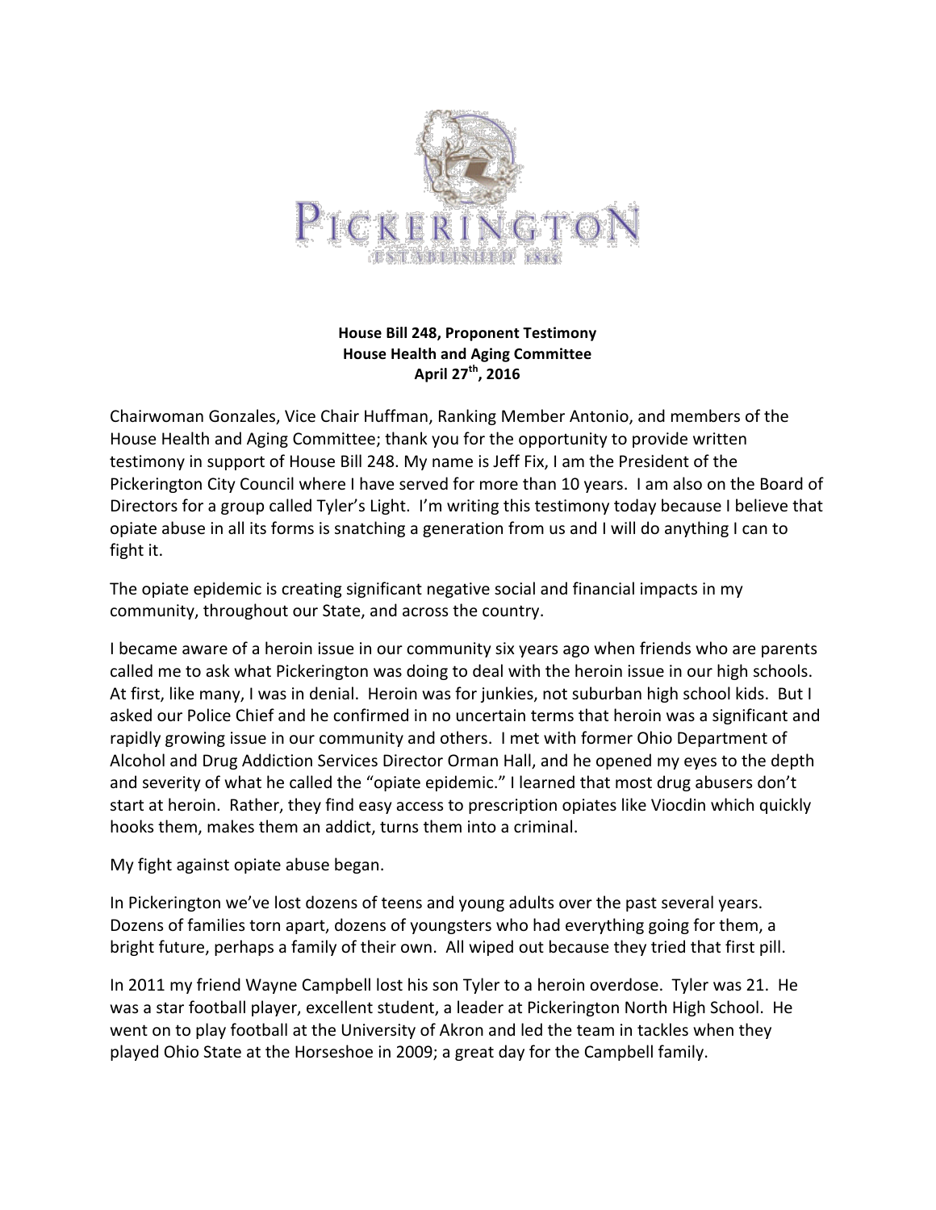PICKERINGTON

ESTABLISHED 1815

**House Bill 248, Proponent Testimony**
**House Health and Aging Committee**
**April 27th, 2016**

Chairwoman Gonzales, Vice Chair Huffman, Ranking Member Antonio, and members of the House Health and Aging Committee; thank you for the opportunity to provide written testimony in support of House Bill 248. My name is Jeff Fix, I am the President of the Pickerington City Council where I have served for more than 10 years. I am also on the Board of Directors for a group called Tyler's Light. I'm writing this testimony today because I believe that opiate abuse in all its forms is snatching a generation from us and I will do anything I can to fight it.

The opiate epidemic is creating significant negative social and financial impacts in my community, throughout our State, and across the country.

I became aware of a heroin issue in our community six years ago when friends who are parents called me to ask what Pickerington was doing to deal with the heroin issue in our high schools. At first, like many, I was in denial. Heroin was for junkies, not suburban high school kids. But I asked our Police Chief and he confirmed in no uncertain terms that heroin was a significant and rapidly growing issue in our community and others. I met with former Ohio Department of Alcohol and Drug Addiction Services Director Orman Hall, and he opened my eyes to the depth and severity of what he called the "opiate epidemic." I learned that most drug abusers don't start at heroin. Rather, they find easy access to prescription opiates like Viocdin which quickly hooks them, makes them an addict, turns them into a criminal.

My fight against opiate abuse began.

In Pickerington we've lost dozens of teens and young adults over the past several years. Dozens of families torn apart, dozens of youngsters who had everything going for them, a bright future, perhaps a family of their own. All wiped out because they tried that first pill.

In 2011 my friend Wayne Campbell lost his son Tyler to a heroin overdose. Tyler was 21. He was a star football player, excellent student, a leader at Pickerington North High School. He went on to play football at the University of Akron and led the team in tackles when they played Ohio State at the Horseshoe in 2009; a great day for the Campbell family.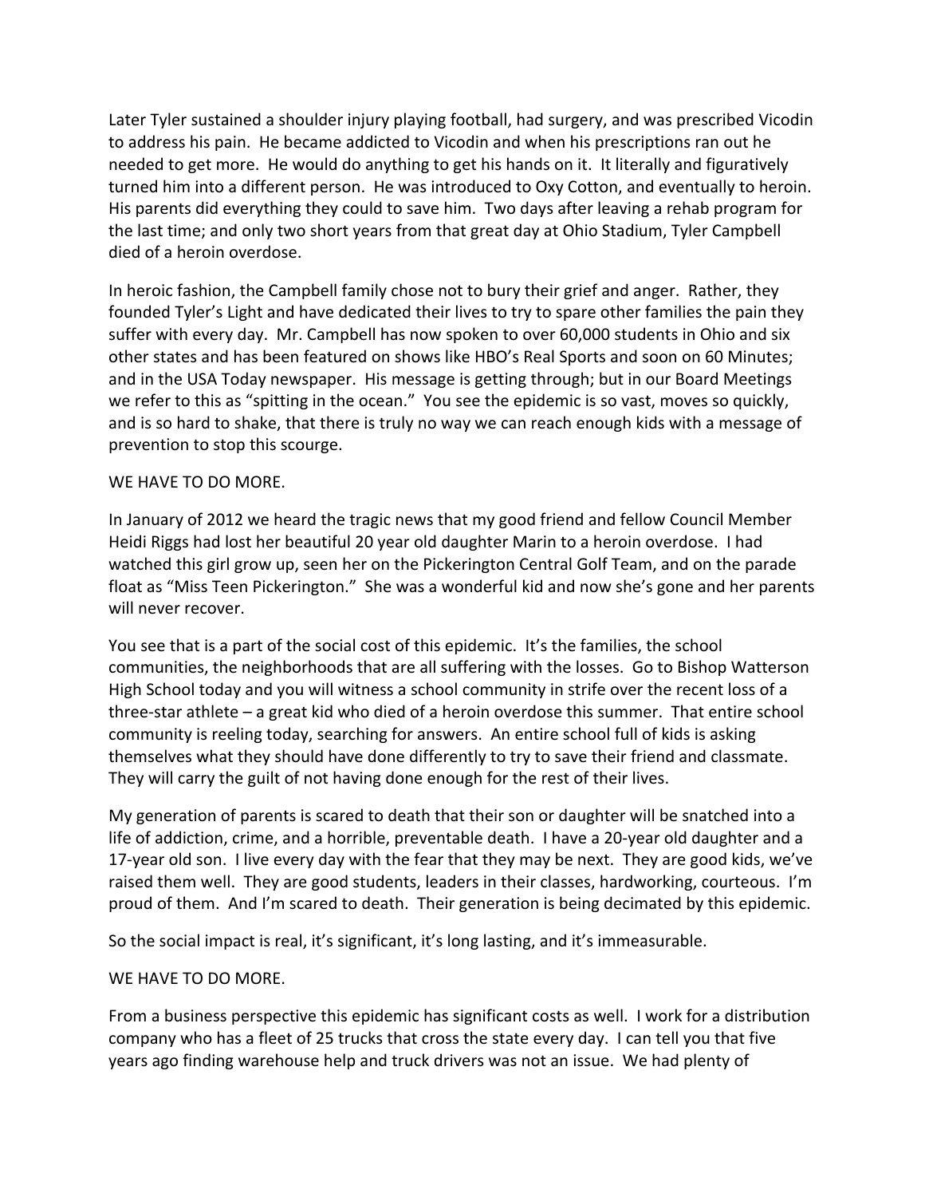Later Tyler sustained a shoulder injury playing football, had surgery, and was prescribed Vicodin to address his pain. He became addicted to Vicodin and when his prescriptions ran out he needed to get more. He would do anything to get his hands on it. It literally and figuratively turned him into a different person. He was introduced to Oxy Cotton, and eventually to heroin. His parents did everything they could to save him. Two days after leaving a rehab program for the last time; and only two short years from that great day at Ohio Stadium, Tyler Campbell died of a heroin overdose.

In heroic fashion, the Campbell family chose not to bury their grief and anger. Rather, they founded Tyler's Light and have dedicated their lives to try to spare other families the pain they suffer with every day. Mr. Campbell has now spoken to over 60,000 students in Ohio and six other states and has been featured on shows like HBO's Real Sports and soon on 60 Minutes; and in the USA Today newspaper. His message is getting through; but in our Board Meetings we refer to this as "spitting in the ocean." You see the epidemic is so vast, moves so quickly, and is so hard to shake, that there is truly no way we can reach enough kids with a message of prevention to stop this scourge.

WE HAVE TO DO MORE.

In January of 2012 we heard the tragic news that my good friend and fellow Council Member Heidi Riggs had lost her beautiful 20 year old daughter Marin to a heroin overdose. I had watched this girl grow up, seen her on the Pickerington Central Golf Team, and on the parade float as "Miss Teen Pickerington." She was a wonderful kid and now she's gone and her parents will never recover.

You see that is a part of the social cost of this epidemic. It's the families, the school communities, the neighborhoods that are all suffering with the losses. Go to Bishop Watterson High School today and you will witness a school community in strife over the recent loss of a three-star athlete – a great kid who died of a heroin overdose this summer. That entire school community is reeling today, searching for answers. An entire school full of kids is asking themselves what they should have done differently to try to save their friend and classmate. They will carry the guilt of not having done enough for the rest of their lives.

My generation of parents is scared to death that their son or daughter will be snatched into a life of addiction, crime, and a horrible, preventable death. I have a 20-year old daughter and a 17-year old son. I live every day with the fear that they may be next. They are good kids, we've raised them well. They are good students, leaders in their classes, hardworking, courteous. I'm proud of them. And I'm scared to death. Their generation is being decimated by this epidemic.

So the social impact is real, it's significant, it's long lasting, and it's immeasurable.

WE HAVE TO DO MORE.

From a business perspective this epidemic has significant costs as well. I work for a distribution company who has a fleet of 25 trucks that cross the state every day. I can tell you that five years ago finding warehouse help and truck drivers was not an issue. We had plenty of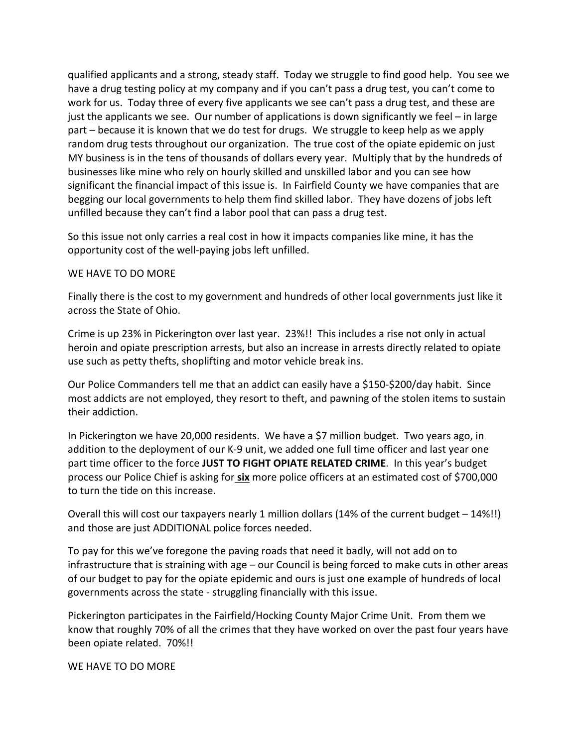qualified applicants and a strong, steady staff. Today we struggle to find good help. You see we have a drug testing policy at my company and if you can't pass a drug test, you can't come to work for us. Today three of every five applicants we see can't pass a drug test, and these are just the applicants we see. Our number of applications is down significantly we feel – in large part – because it is known that we do test for drugs. We struggle to keep help as we apply random drug tests throughout our organization. The true cost of the opiate epidemic on just MY business is in the tens of thousands of dollars every year. Multiply that by the hundreds of businesses like mine who rely on hourly skilled and unskilled labor and you can see how significant the financial impact of this issue is. In Fairfield County we have companies that are begging our local governments to help them find skilled labor. They have dozens of jobs left unfilled because they can't find a labor pool that can pass a drug test.

So this issue not only carries a real cost in how it impacts companies like mine, it has the opportunity cost of the well-paying jobs left unfilled.

WE HAVE TO DO MORE

Finally there is the cost to my government and hundreds of other local governments just like it across the State of Ohio.

Crime is up 23% in Pickerington over last year. 23%!! This includes a rise not only in actual heroin and opiate prescription arrests, but also an increase in arrests directly related to opiate use such as petty thefts, shoplifting and motor vehicle break ins.

Our Police Commanders tell me that an addict can easily have a $150-$200/day habit. Since most addicts are not employed, they resort to theft, and pawning of the stolen items to sustain their addiction.

In Pickerington we have 20,000 residents. We have a $7 million budget. Two years ago, in addition to the deployment of our K-9 unit, we added one full time officer and last year one part time officer to the force **JUST TO FIGHT OPIATE RELATED CRIME**. In this year's budget process our Police Chief is asking for **six** more police officers at an estimated cost of $700,000 to turn the tide on this increase.

Overall this will cost our taxpayers nearly 1 million dollars (14% of the current budget – 14%!!) and those are just ADDITIONAL police forces needed.

To pay for this we've foregone the paving roads that need it badly, will not add on to infrastructure that is straining with age – our Council is being forced to make cuts in other areas of our budget to pay for the opiate epidemic and ours is just one example of hundreds of local governments across the state - struggling financially with this issue.

Pickerington participates in the Fairfield/Hocking County Major Crime Unit. From them we know that roughly 70% of all the crimes that they have worked on over the past four years have been opiate related. 70%!!

WE HAVE TO DO MORE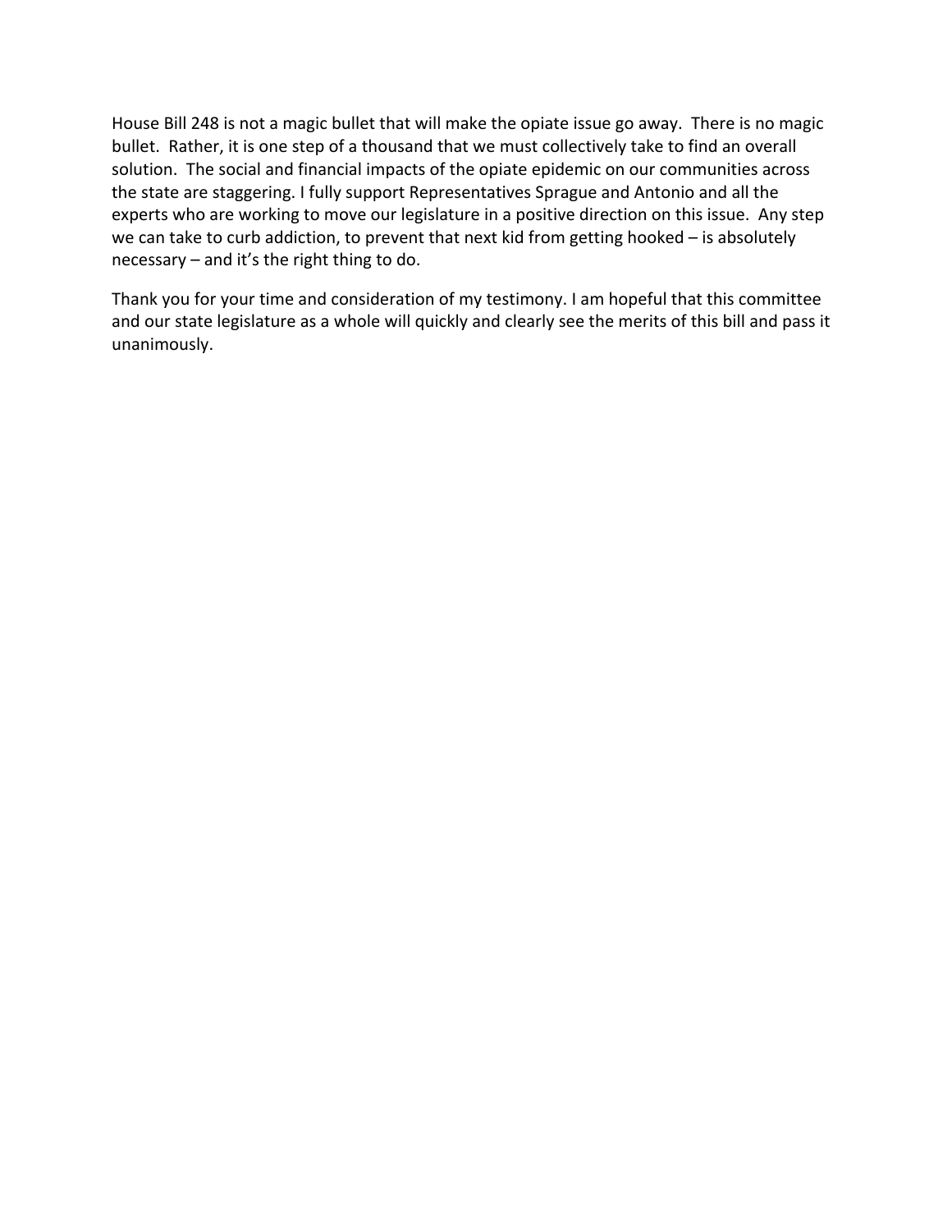House Bill 248 is not a magic bullet that will make the opiate issue go away. There is no magic bullet. Rather, it is one step of a thousand that we must collectively take to find an overall solution. The social and financial impacts of the opiate epidemic on our communities across the state are staggering. I fully support Representatives Sprague and Antonio and all the experts who are working to move our legislature in a positive direction on this issue. Any step we can take to curb addiction, to prevent that next kid from getting hooked – is absolutely necessary – and it's the right thing to do.

Thank you for your time and consideration of my testimony. I am hopeful that this committee and our state legislature as a whole will quickly and clearly see the merits of this bill and pass it unanimously.